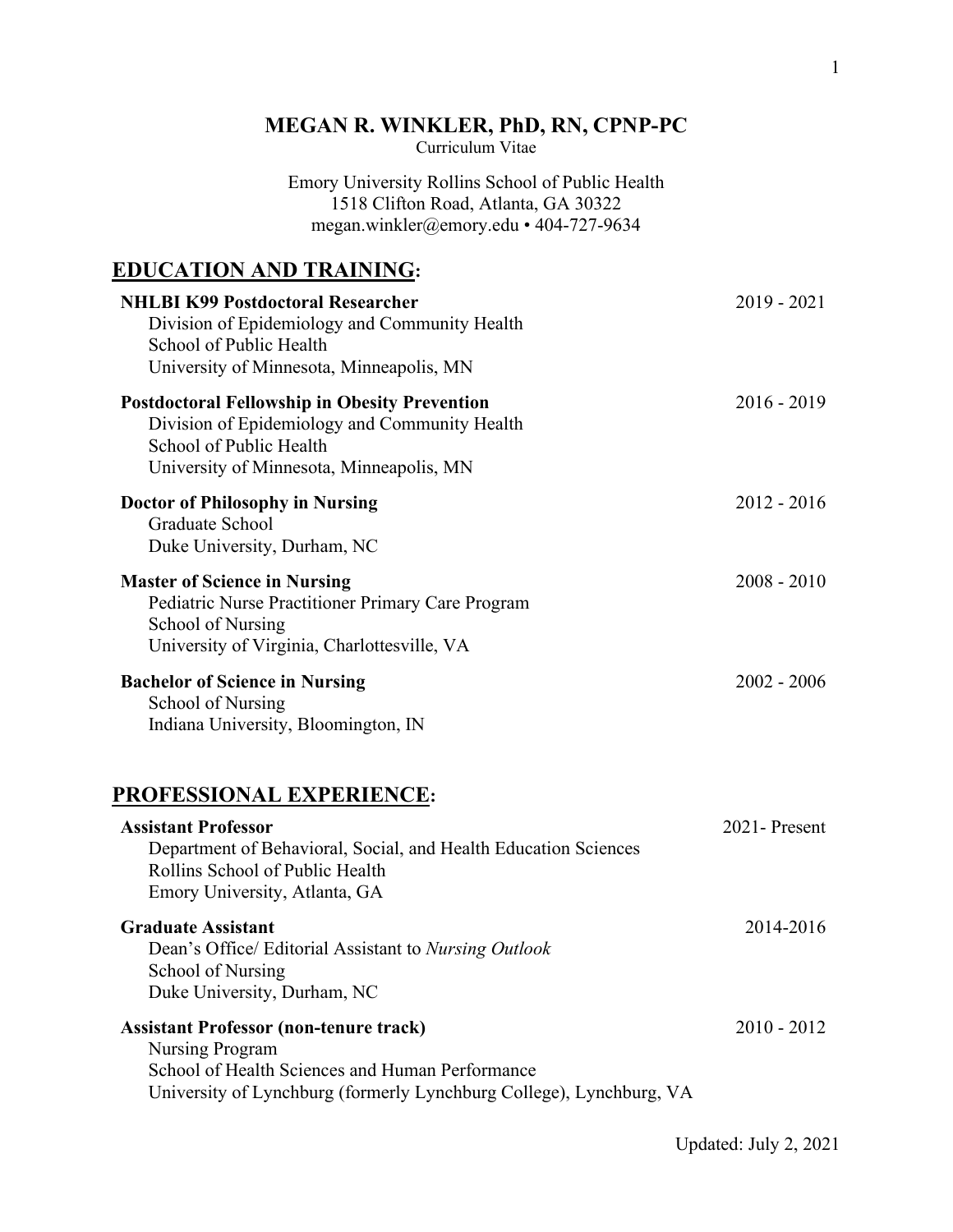# MEGAN R. WINKLER, PhD, RN, CPNP-PC

Curriculum Vitae

Emory University Rollins School of Public Health
1518 Clifton Road, Atlanta, GA 30322
megan.winkler@emory.edu • 404-727-9634

## EDUCATION AND TRAINING:

**NHLBI K99 Postdoctoral Researcher** — 2019 - 2021
Division of Epidemiology and Community Health
School of Public Health
University of Minnesota, Minneapolis, MN

**Postdoctoral Fellowship in Obesity Prevention** — 2016 - 2019
Division of Epidemiology and Community Health
School of Public Health
University of Minnesota, Minneapolis, MN

**Doctor of Philosophy in Nursing** — 2012 - 2016
Graduate School
Duke University, Durham, NC

**Master of Science in Nursing** — 2008 - 2010
Pediatric Nurse Practitioner Primary Care Program
School of Nursing
University of Virginia, Charlottesville, VA

**Bachelor of Science in Nursing** — 2002 - 2006
School of Nursing
Indiana University, Bloomington, IN

## PROFESSIONAL EXPERIENCE:

**Assistant Professor** — 2021- Present
Department of Behavioral, Social, and Health Education Sciences
Rollins School of Public Health
Emory University, Atlanta, GA

**Graduate Assistant** — 2014-2016
Dean's Office/ Editorial Assistant to *Nursing Outlook*
School of Nursing
Duke University, Durham, NC

**Assistant Professor (non-tenure track)** — 2010 - 2012
Nursing Program
School of Health Sciences and Human Performance
University of Lynchburg (formerly Lynchburg College), Lynchburg, VA

Updated: July 2, 2021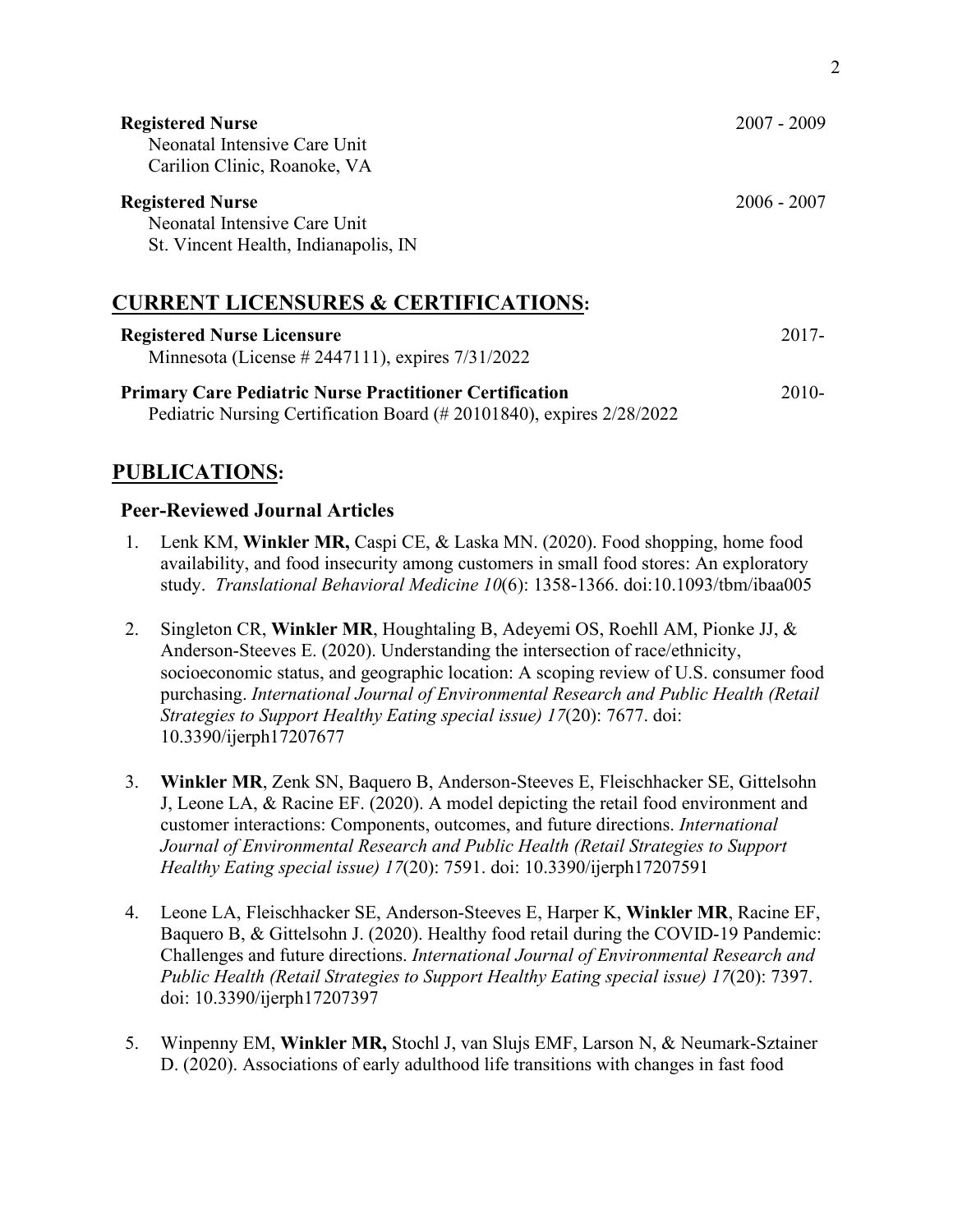**Registered Nurse** 2007 - 2009
Neonatal Intensive Care Unit
Carilion Clinic, Roanoke, VA

**Registered Nurse** 2006 - 2007
Neonatal Intensive Care Unit
St. Vincent Health, Indianapolis, IN

## CURRENT LICENSURES & CERTIFICATIONS:

**Registered Nurse Licensure** 2017-
Minnesota (License # 2447111), expires 7/31/2022

**Primary Care Pediatric Nurse Practitioner Certification** 2010-
Pediatric Nursing Certification Board (# 20101840), expires 2/28/2022

## PUBLICATIONS:

### Peer-Reviewed Journal Articles

1. Lenk KM, **Winkler MR,** Caspi CE, & Laska MN. (2020). Food shopping, home food availability, and food insecurity among customers in small food stores: An exploratory study. *Translational Behavioral Medicine 10*(6): 1358-1366. doi:10.1093/tbm/ibaa005

2. Singleton CR, **Winkler MR**, Houghtaling B, Adeyemi OS, Roehll AM, Pionke JJ, & Anderson-Steeves E. (2020). Understanding the intersection of race/ethnicity, socioeconomic status, and geographic location: A scoping review of U.S. consumer food purchasing. *International Journal of Environmental Research and Public Health (Retail Strategies to Support Healthy Eating special issue) 17*(20): 7677. doi: 10.3390/ijerph17207677

3. **Winkler MR**, Zenk SN, Baquero B, Anderson-Steeves E, Fleischhacker SE, Gittelsohn J, Leone LA, & Racine EF. (2020). A model depicting the retail food environment and customer interactions: Components, outcomes, and future directions. *International Journal of Environmental Research and Public Health (Retail Strategies to Support Healthy Eating special issue) 17*(20): 7591. doi: 10.3390/ijerph17207591

4. Leone LA, Fleischhacker SE, Anderson-Steeves E, Harper K, **Winkler MR**, Racine EF, Baquero B, & Gittelsohn J. (2020). Healthy food retail during the COVID-19 Pandemic: Challenges and future directions. *International Journal of Environmental Research and Public Health (Retail Strategies to Support Healthy Eating special issue) 17*(20): 7397. doi: 10.3390/ijerph17207397

5. Winpenny EM, **Winkler MR,** Stochl J, van Slujs EMF, Larson N, & Neumark-Sztainer D. (2020). Associations of early adulthood life transitions with changes in fast food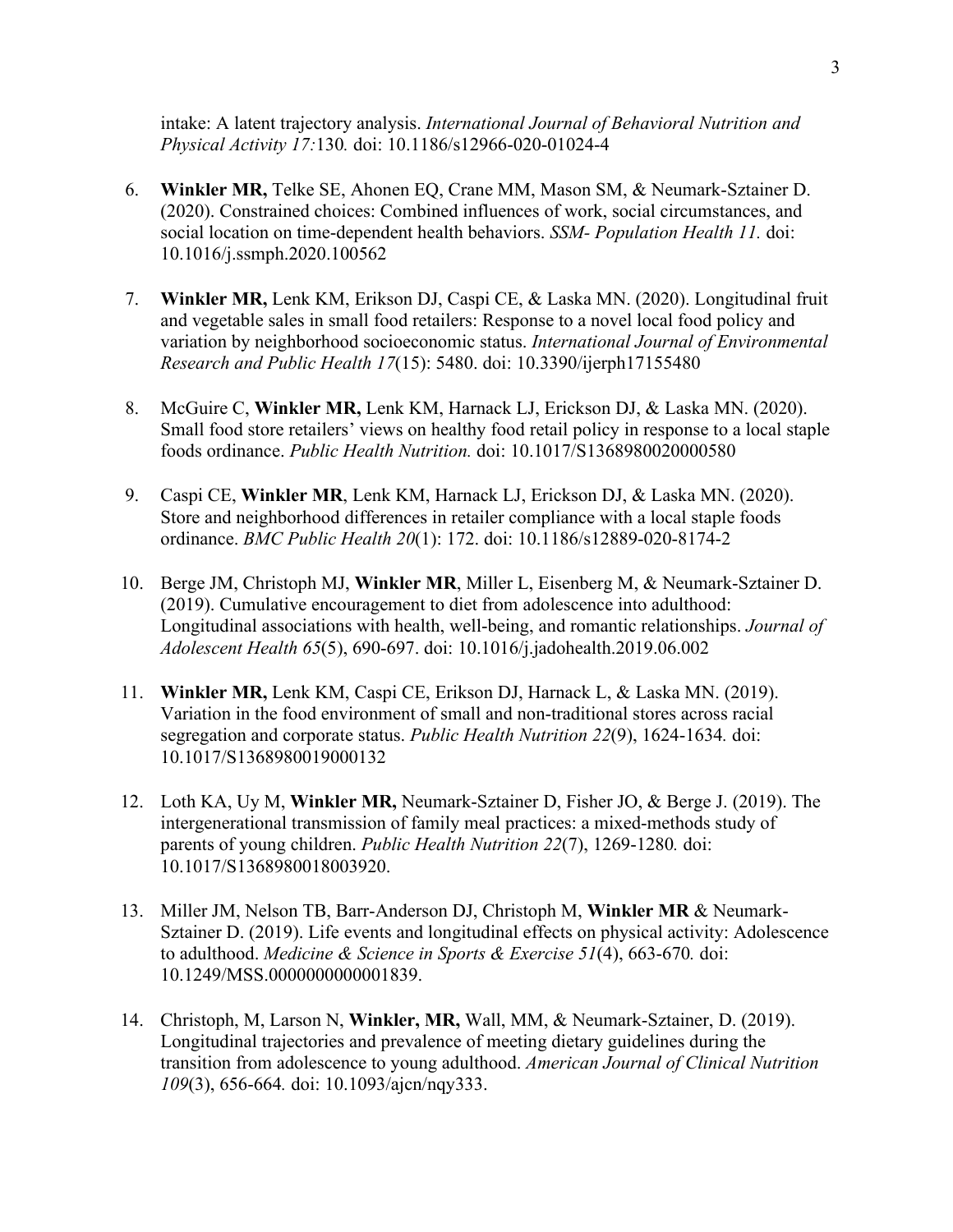intake: A latent trajectory analysis. *International Journal of Behavioral Nutrition and Physical Activity 17:*130*.* doi: 10.1186/s12966-020-01024-4

6. **Winkler MR,** Telke SE, Ahonen EQ, Crane MM, Mason SM, & Neumark-Sztainer D. (2020). Constrained choices: Combined influences of work, social circumstances, and social location on time-dependent health behaviors. *SSM- Population Health 11.* doi: 10.1016/j.ssmph.2020.100562

7. **Winkler MR,** Lenk KM, Erikson DJ, Caspi CE, & Laska MN. (2020). Longitudinal fruit and vegetable sales in small food retailers: Response to a novel local food policy and variation by neighborhood socioeconomic status. *International Journal of Environmental Research and Public Health 17*(15): 5480. doi: 10.3390/ijerph17155480

8. McGuire C, **Winkler MR,** Lenk KM, Harnack LJ, Erickson DJ, & Laska MN. (2020). Small food store retailers' views on healthy food retail policy in response to a local staple foods ordinance. *Public Health Nutrition.* doi: 10.1017/S1368980020000580

9. Caspi CE, **Winkler MR**, Lenk KM, Harnack LJ, Erickson DJ, & Laska MN. (2020). Store and neighborhood differences in retailer compliance with a local staple foods ordinance. *BMC Public Health 20*(1): 172. doi: 10.1186/s12889-020-8174-2

10. Berge JM, Christoph MJ, **Winkler MR**, Miller L, Eisenberg M, & Neumark-Sztainer D. (2019). Cumulative encouragement to diet from adolescence into adulthood: Longitudinal associations with health, well-being, and romantic relationships. *Journal of Adolescent Health 65*(5), 690-697. doi: 10.1016/j.jadohealth.2019.06.002

11. **Winkler MR,** Lenk KM, Caspi CE, Erikson DJ, Harnack L, & Laska MN. (2019). Variation in the food environment of small and non-traditional stores across racial segregation and corporate status. *Public Health Nutrition 22*(9), 1624-1634*.* doi: 10.1017/S1368980019000132

12. Loth KA, Uy M, **Winkler MR,** Neumark-Sztainer D, Fisher JO, & Berge J. (2019). The intergenerational transmission of family meal practices: a mixed-methods study of parents of young children. *Public Health Nutrition 22*(7), 1269-1280*.* doi: 10.1017/S1368980018003920.

13. Miller JM, Nelson TB, Barr-Anderson DJ, Christoph M, **Winkler MR** & Neumark-Sztainer D. (2019). Life events and longitudinal effects on physical activity: Adolescence to adulthood. *Medicine & Science in Sports & Exercise 51*(4), 663-670*.* doi: 10.1249/MSS.0000000000001839.

14. Christoph, M, Larson N, **Winkler, MR,** Wall, MM, & Neumark-Sztainer, D. (2019). Longitudinal trajectories and prevalence of meeting dietary guidelines during the transition from adolescence to young adulthood. *American Journal of Clinical Nutrition 109*(3), 656-664*.* doi: 10.1093/ajcn/nqy333.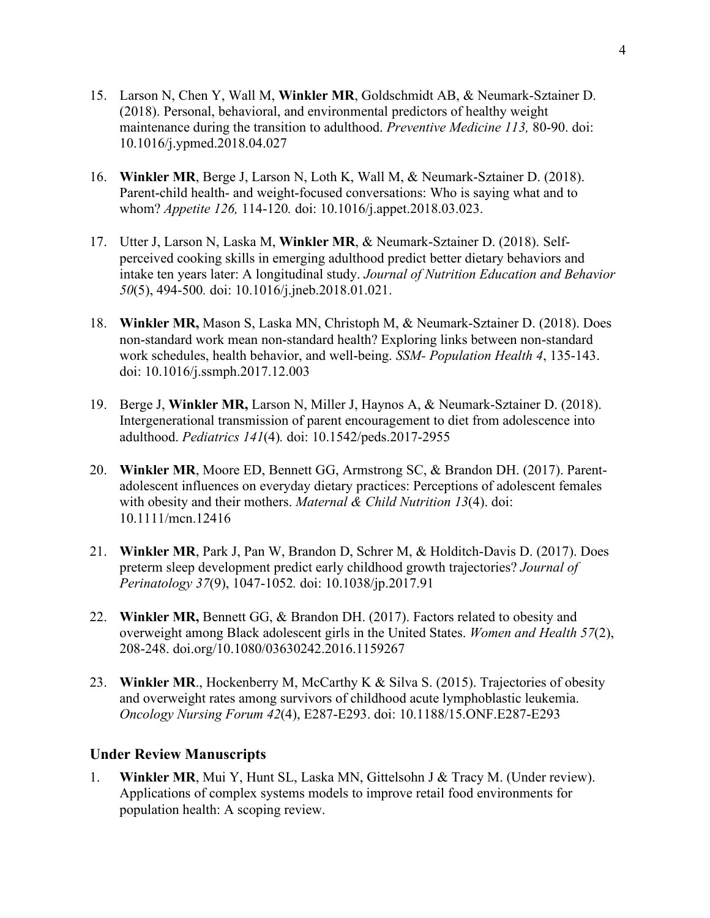15. Larson N, Chen Y, Wall M, **Winkler MR**, Goldschmidt AB, & Neumark-Sztainer D. (2018). Personal, behavioral, and environmental predictors of healthy weight maintenance during the transition to adulthood. *Preventive Medicine 113,* 80-90. doi: 10.1016/j.ypmed.2018.04.027

16. **Winkler MR**, Berge J, Larson N, Loth K, Wall M, & Neumark-Sztainer D. (2018). Parent-child health- and weight-focused conversations: Who is saying what and to whom? *Appetite 126,* 114-120*.* doi: 10.1016/j.appet.2018.03.023.

17. Utter J, Larson N, Laska M, **Winkler MR**, & Neumark-Sztainer D. (2018). Self-perceived cooking skills in emerging adulthood predict better dietary behaviors and intake ten years later: A longitudinal study. *Journal of Nutrition Education and Behavior 50*(5), 494-500*.* doi: 10.1016/j.jneb.2018.01.021.

18. **Winkler MR,** Mason S, Laska MN, Christoph M, & Neumark-Sztainer D. (2018). Does non-standard work mean non-standard health? Exploring links between non-standard work schedules, health behavior, and well-being. *SSM- Population Health 4*, 135-143. doi: 10.1016/j.ssmph.2017.12.003

19. Berge J, **Winkler MR,** Larson N, Miller J, Haynos A, & Neumark-Sztainer D. (2018). Intergenerational transmission of parent encouragement to diet from adolescence into adulthood. *Pediatrics 141*(4)*.* doi: 10.1542/peds.2017-2955

20. **Winkler MR**, Moore ED, Bennett GG, Armstrong SC, & Brandon DH. (2017). Parent-adolescent influences on everyday dietary practices: Perceptions of adolescent females with obesity and their mothers. *Maternal & Child Nutrition 13*(4). doi: 10.1111/mcn.12416

21. **Winkler MR**, Park J, Pan W, Brandon D, Schrer M, & Holditch-Davis D. (2017). Does preterm sleep development predict early childhood growth trajectories? *Journal of Perinatology 37*(9), 1047-1052*.* doi: 10.1038/jp.2017.91

22. **Winkler MR,** Bennett GG, & Brandon DH. (2017). Factors related to obesity and overweight among Black adolescent girls in the United States. *Women and Health 57*(2), 208-248. doi.org/10.1080/03630242.2016.1159267

23. **Winkler MR**., Hockenberry M, McCarthy K & Silva S. (2015). Trajectories of obesity and overweight rates among survivors of childhood acute lymphoblastic leukemia. *Oncology Nursing Forum 42*(4), E287-E293. doi: 10.1188/15.ONF.E287-E293

## Under Review Manuscripts

1. **Winkler MR**, Mui Y, Hunt SL, Laska MN, Gittelsohn J & Tracy M. (Under review). Applications of complex systems models to improve retail food environments for population health: A scoping review.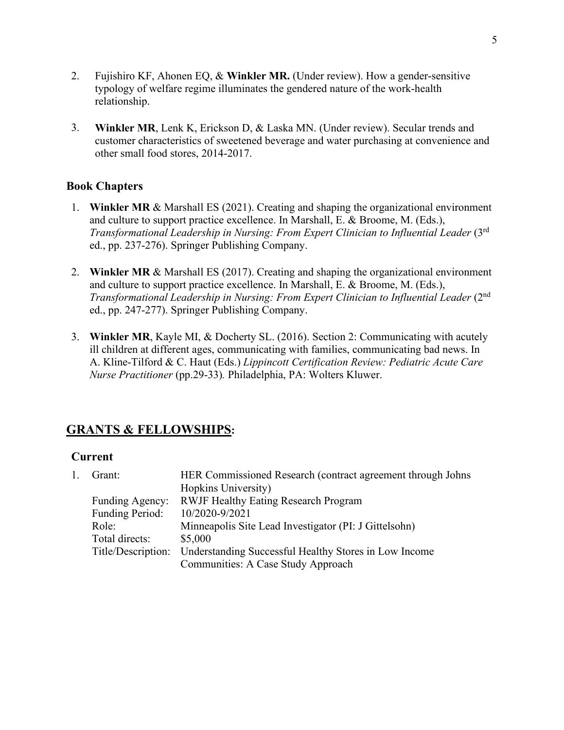2. Fujishiro KF, Ahonen EQ, & **Winkler MR.** (Under review). How a gender-sensitive typology of welfare regime illuminates the gendered nature of the work-health relationship.

3. **Winkler MR**, Lenk K, Erickson D, & Laska MN. (Under review). Secular trends and customer characteristics of sweetened beverage and water purchasing at convenience and other small food stores, 2014-2017.

### Book Chapters

1. **Winkler MR** & Marshall ES (2021). Creating and shaping the organizational environment and culture to support practice excellence. In Marshall, E. & Broome, M. (Eds.), *Transformational Leadership in Nursing: From Expert Clinician to Influential Leader* (3rd ed., pp. 237-276). Springer Publishing Company.

2. **Winkler MR** & Marshall ES (2017). Creating and shaping the organizational environment and culture to support practice excellence. In Marshall, E. & Broome, M. (Eds.), *Transformational Leadership in Nursing: From Expert Clinician to Influential Leader* (2nd ed., pp. 247-277). Springer Publishing Company.

3. **Winkler MR**, Kayle MI, & Docherty SL. (2016). Section 2: Communicating with acutely ill children at different ages, communicating with families, communicating bad news. In A. Kline-Tilford & C. Haut (Eds.) *Lippincott Certification Review: Pediatric Acute Care Nurse Practitioner* (pp.29-33)*.* Philadelphia, PA: Wolters Kluwer.

## GRANTS & FELLOWSHIPS:

### Current

1. Grant: HER Commissioned Research (contract agreement through Johns Hopkins University)
   Funding Agency: RWJF Healthy Eating Research Program
   Funding Period: 10/2020-9/2021
   Role: Minneapolis Site Lead Investigator (PI: J Gittelsohn)
   Total directs: $5,000
   Title/Description: Understanding Successful Healthy Stores in Low Income Communities: A Case Study Approach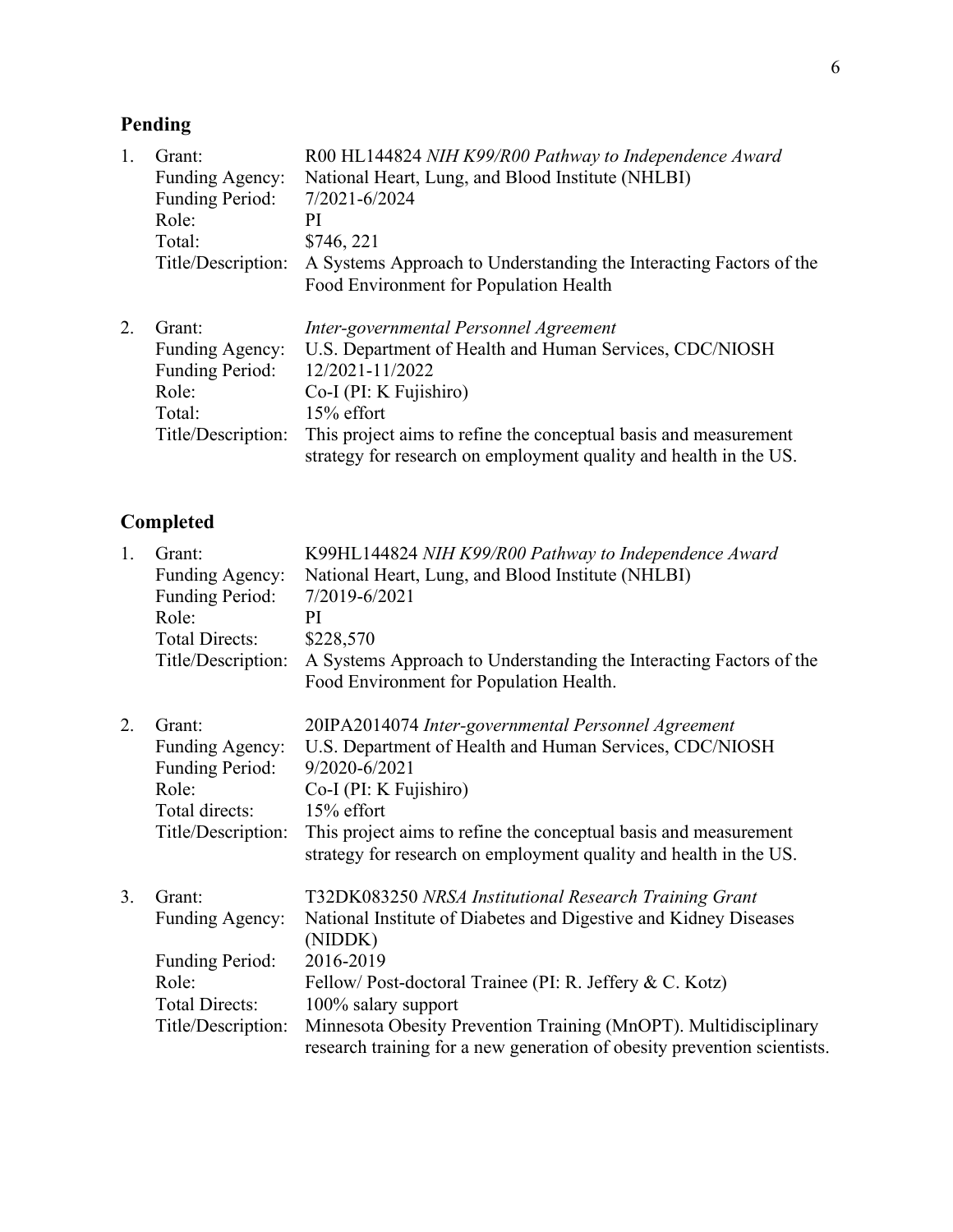## Pending

1. Grant: R00 HL144824 *NIH K99/R00 Pathway to Independence Award*
   Funding Agency: National Heart, Lung, and Blood Institute (NHLBI)
   Funding Period: 7/2021-6/2024
   Role: PI
   Total: $746, 221
   Title/Description: A Systems Approach to Understanding the Interacting Factors of the Food Environment for Population Health

2. Grant: *Inter-governmental Personnel Agreement*
   Funding Agency: U.S. Department of Health and Human Services, CDC/NIOSH
   Funding Period: 12/2021-11/2022
   Role: Co-I (PI: K Fujishiro)
   Total: 15% effort
   Title/Description: This project aims to refine the conceptual basis and measurement strategy for research on employment quality and health in the US.

## Completed

1. Grant: K99HL144824 *NIH K99/R00 Pathway to Independence Award*
   Funding Agency: National Heart, Lung, and Blood Institute (NHLBI)
   Funding Period: 7/2019-6/2021
   Role: PI
   Total Directs: $228,570
   Title/Description: A Systems Approach to Understanding the Interacting Factors of the Food Environment for Population Health.

2. Grant: 20IPA2014074 *Inter-governmental Personnel Agreement*
   Funding Agency: U.S. Department of Health and Human Services, CDC/NIOSH
   Funding Period: 9/2020-6/2021
   Role: Co-I (PI: K Fujishiro)
   Total directs: 15% effort
   Title/Description: This project aims to refine the conceptual basis and measurement strategy for research on employment quality and health in the US.

3. Grant: T32DK083250 *NRSA Institutional Research Training Grant*
   Funding Agency: National Institute of Diabetes and Digestive and Kidney Diseases (NIDDK)
   Funding Period: 2016-2019
   Role: Fellow/ Post-doctoral Trainee (PI: R. Jeffery & C. Kotz)
   Total Directs: 100% salary support
   Title/Description: Minnesota Obesity Prevention Training (MnOPT). Multidisciplinary research training for a new generation of obesity prevention scientists.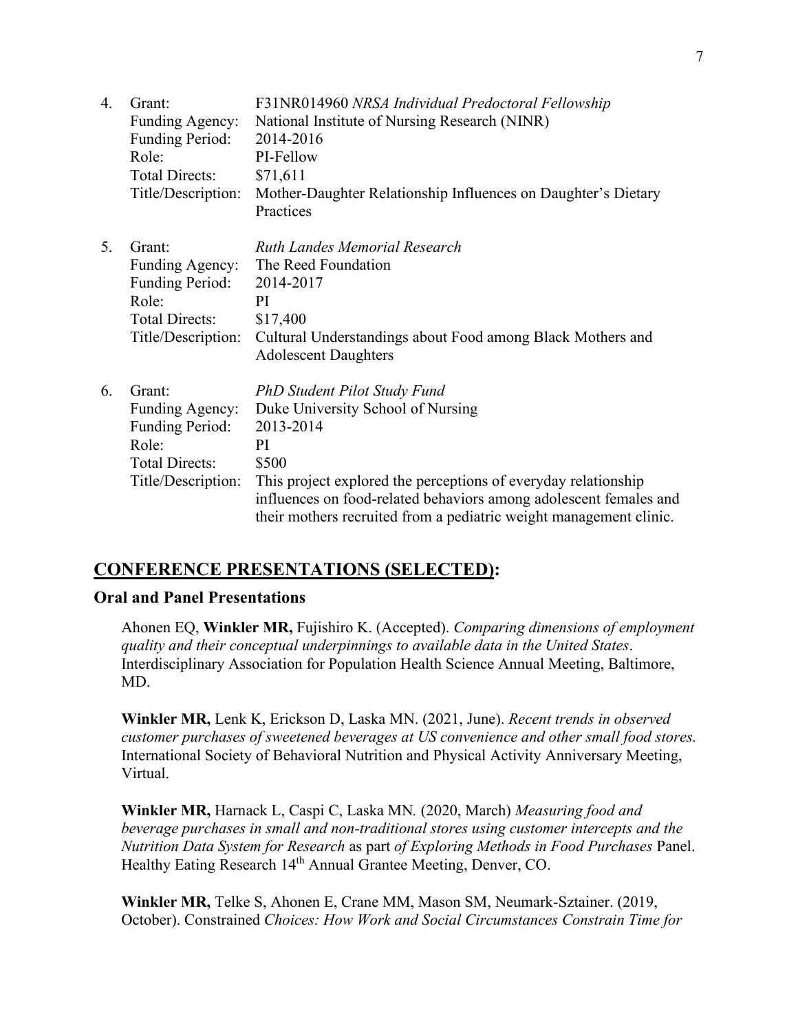4. Grant: F31NR014960 *NRSA Individual Predoctoral Fellowship*
   Funding Agency: National Institute of Nursing Research (NINR)
   Funding Period: 2014-2016
   Role: PI-Fellow
   Total Directs: $71,611
   Title/Description: Mother-Daughter Relationship Influences on Daughter's Dietary Practices

5. Grant: *Ruth Landes Memorial Research*
   Funding Agency: The Reed Foundation
   Funding Period: 2014-2017
   Role: PI
   Total Directs: $17,400
   Title/Description: Cultural Understandings about Food among Black Mothers and Adolescent Daughters

6. Grant: *PhD Student Pilot Study Fund*
   Funding Agency: Duke University School of Nursing
   Funding Period: 2013-2014
   Role: PI
   Total Directs: $500
   Title/Description: This project explored the perceptions of everyday relationship influences on food-related behaviors among adolescent females and their mothers recruited from a pediatric weight management clinic.

## CONFERENCE PRESENTATIONS (SELECTED):

### Oral and Panel Presentations

Ahonen EQ, **Winkler MR,** Fujishiro K. (Accepted). *Comparing dimensions of employment quality and their conceptual underpinnings to available data in the United States*. Interdisciplinary Association for Population Health Science Annual Meeting, Baltimore, MD.

**Winkler MR,** Lenk K, Erickson D, Laska MN. (2021, June). *Recent trends in observed customer purchases of sweetened beverages at US convenience and other small food stores.* International Society of Behavioral Nutrition and Physical Activity Anniversary Meeting, Virtual.

**Winkler MR,** Harnack L, Caspi C, Laska MN*.* (2020, March) *Measuring food and beverage purchases in small and non-traditional stores using customer intercepts and the Nutrition Data System for Research* as part *of Exploring Methods in Food Purchases* Panel. Healthy Eating Research 14th Annual Grantee Meeting, Denver, CO.

**Winkler MR,** Telke S, Ahonen E, Crane MM, Mason SM, Neumark-Sztainer. (2019, October). Constrained *Choices: How Work and Social Circumstances Constrain Time for*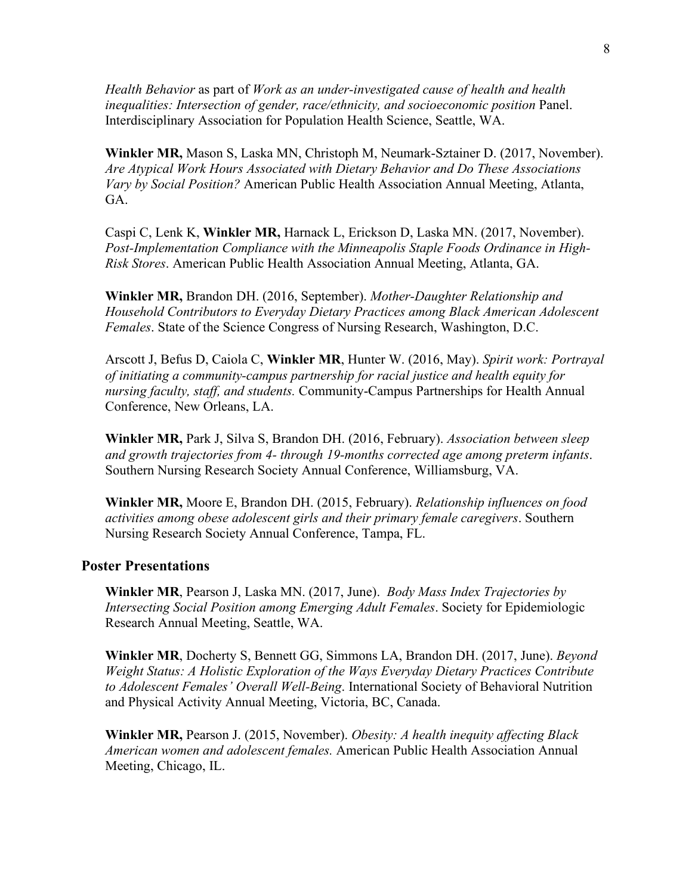*Health Behavior* as part of *Work as an under-investigated cause of health and health inequalities: Intersection of gender, race/ethnicity, and socioeconomic position* Panel. Interdisciplinary Association for Population Health Science, Seattle, WA.

**Winkler MR,** Mason S, Laska MN, Christoph M, Neumark-Sztainer D. (2017, November). *Are Atypical Work Hours Associated with Dietary Behavior and Do These Associations Vary by Social Position?* American Public Health Association Annual Meeting, Atlanta, GA.

Caspi C, Lenk K, **Winkler MR,** Harnack L, Erickson D, Laska MN. (2017, November). *Post-Implementation Compliance with the Minneapolis Staple Foods Ordinance in High-Risk Stores*. American Public Health Association Annual Meeting, Atlanta, GA.

**Winkler MR,** Brandon DH. (2016, September). *Mother-Daughter Relationship and Household Contributors to Everyday Dietary Practices among Black American Adolescent Females*. State of the Science Congress of Nursing Research, Washington, D.C.

Arscott J, Befus D, Caiola C, **Winkler MR**, Hunter W. (2016, May). *Spirit work: Portrayal of initiating a community-campus partnership for racial justice and health equity for nursing faculty, staff, and students.* Community-Campus Partnerships for Health Annual Conference, New Orleans, LA.

**Winkler MR,** Park J, Silva S, Brandon DH. (2016, February). *Association between sleep and growth trajectories from 4- through 19-months corrected age among preterm infants*. Southern Nursing Research Society Annual Conference, Williamsburg, VA.

**Winkler MR,** Moore E, Brandon DH. (2015, February). *Relationship influences on food activities among obese adolescent girls and their primary female caregivers*. Southern Nursing Research Society Annual Conference, Tampa, FL.

## Poster Presentations

**Winkler MR**, Pearson J, Laska MN. (2017, June). *Body Mass Index Trajectories by Intersecting Social Position among Emerging Adult Females*. Society for Epidemiologic Research Annual Meeting, Seattle, WA.

**Winkler MR**, Docherty S, Bennett GG, Simmons LA, Brandon DH. (2017, June). *Beyond Weight Status: A Holistic Exploration of the Ways Everyday Dietary Practices Contribute to Adolescent Females' Overall Well-Being*. International Society of Behavioral Nutrition and Physical Activity Annual Meeting, Victoria, BC, Canada.

**Winkler MR,** Pearson J. (2015, November). *Obesity: A health inequity affecting Black American women and adolescent females.* American Public Health Association Annual Meeting, Chicago, IL.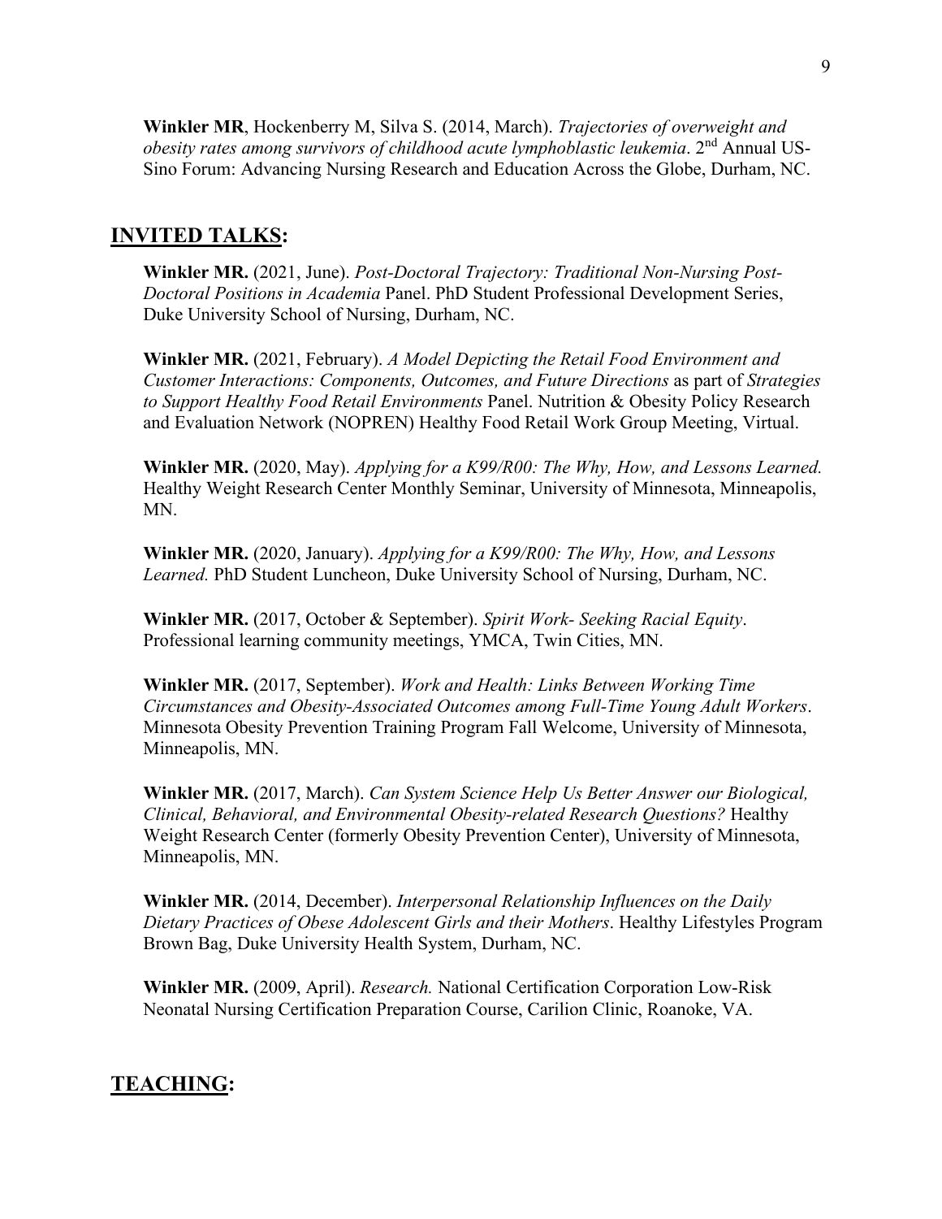**Winkler MR**, Hockenberry M, Silva S. (2014, March). *Trajectories of overweight and obesity rates among survivors of childhood acute lymphoblastic leukemia*. 2nd Annual US-Sino Forum: Advancing Nursing Research and Education Across the Globe, Durham, NC.

## INVITED TALKS:

**Winkler MR.** (2021, June). *Post-Doctoral Trajectory: Traditional Non-Nursing Post-Doctoral Positions in Academia* Panel. PhD Student Professional Development Series, Duke University School of Nursing, Durham, NC.

**Winkler MR.** (2021, February). *A Model Depicting the Retail Food Environment and Customer Interactions: Components, Outcomes, and Future Directions* as part of *Strategies to Support Healthy Food Retail Environments* Panel. Nutrition & Obesity Policy Research and Evaluation Network (NOPREN) Healthy Food Retail Work Group Meeting, Virtual.

**Winkler MR.** (2020, May). *Applying for a K99/R00: The Why, How, and Lessons Learned.* Healthy Weight Research Center Monthly Seminar, University of Minnesota, Minneapolis, MN.

**Winkler MR.** (2020, January). *Applying for a K99/R00: The Why, How, and Lessons Learned.* PhD Student Luncheon, Duke University School of Nursing, Durham, NC.

**Winkler MR.** (2017, October & September). *Spirit Work- Seeking Racial Equity*. Professional learning community meetings, YMCA, Twin Cities, MN.

**Winkler MR.** (2017, September). *Work and Health: Links Between Working Time Circumstances and Obesity-Associated Outcomes among Full-Time Young Adult Workers*. Minnesota Obesity Prevention Training Program Fall Welcome, University of Minnesota, Minneapolis, MN.

**Winkler MR.** (2017, March). *Can System Science Help Us Better Answer our Biological, Clinical, Behavioral, and Environmental Obesity-related Research Questions?* Healthy Weight Research Center (formerly Obesity Prevention Center), University of Minnesota, Minneapolis, MN.

**Winkler MR.** (2014, December). *Interpersonal Relationship Influences on the Daily Dietary Practices of Obese Adolescent Girls and their Mothers*. Healthy Lifestyles Program Brown Bag, Duke University Health System, Durham, NC.

**Winkler MR.** (2009, April). *Research.* National Certification Corporation Low-Risk Neonatal Nursing Certification Preparation Course, Carilion Clinic, Roanoke, VA.

## TEACHING: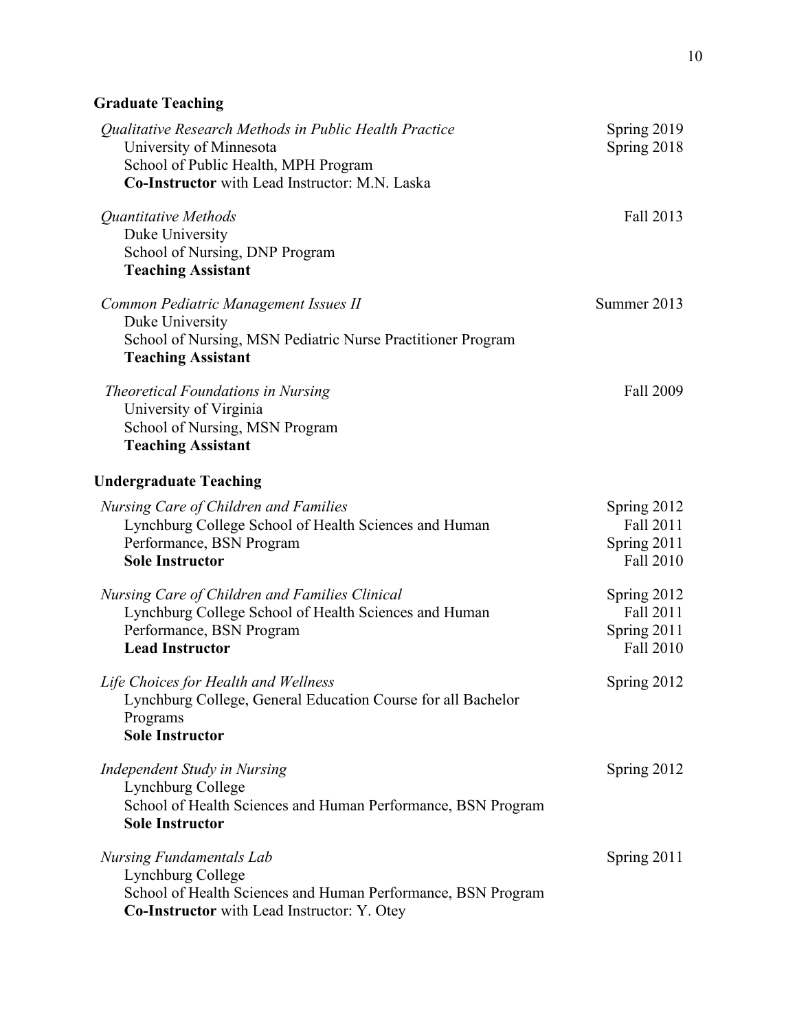### Graduate Teaching

*Qualitative Research Methods in Public Health Practice* — Spring 2019, Spring 2018
University of Minnesota
School of Public Health, MPH Program
**Co-Instructor** with Lead Instructor: M.N. Laska

*Quantitative Methods* — Fall 2013
Duke University
School of Nursing, DNP Program
**Teaching Assistant**

*Common Pediatric Management Issues II* — Summer 2013
Duke University
School of Nursing, MSN Pediatric Nurse Practitioner Program
**Teaching Assistant**

*Theoretical Foundations in Nursing* — Fall 2009
University of Virginia
School of Nursing, MSN Program
**Teaching Assistant**

### Undergraduate Teaching

*Nursing Care of Children and Families* — Spring 2012, Fall 2011, Spring 2011, Fall 2010
Lynchburg College School of Health Sciences and Human Performance, BSN Program
**Sole Instructor**

*Nursing Care of Children and Families Clinical* — Spring 2012, Fall 2011, Spring 2011, Fall 2010
Lynchburg College School of Health Sciences and Human Performance, BSN Program
**Lead Instructor**

*Life Choices for Health and Wellness* — Spring 2012
Lynchburg College, General Education Course for all Bachelor Programs
**Sole Instructor**

*Independent Study in Nursing* — Spring 2012
Lynchburg College
School of Health Sciences and Human Performance, BSN Program
**Sole Instructor**

*Nursing Fundamentals Lab* — Spring 2011
Lynchburg College
School of Health Sciences and Human Performance, BSN Program
**Co-Instructor** with Lead Instructor: Y. Otey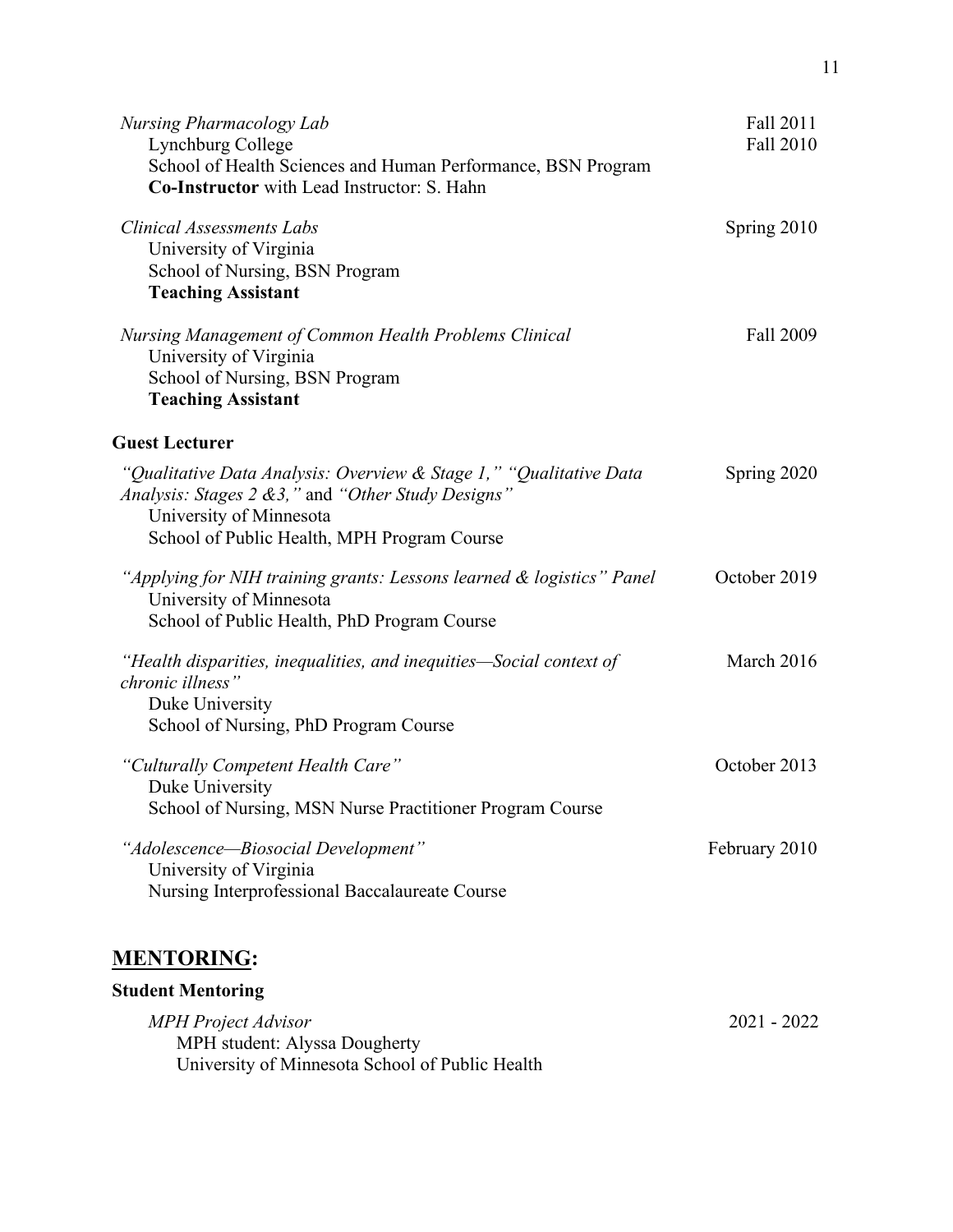*Nursing Pharmacology Lab* — Fall 2011, Fall 2010
Lynchburg College
School of Health Sciences and Human Performance, BSN Program
**Co-Instructor** with Lead Instructor: S. Hahn

*Clinical Assessments Labs* — Spring 2010
University of Virginia
School of Nursing, BSN Program
**Teaching Assistant**

*Nursing Management of Common Health Problems Clinical* — Fall 2009
University of Virginia
School of Nursing, BSN Program
**Teaching Assistant**

**Guest Lecturer**

*"Qualitative Data Analysis: Overview & Stage 1," "Qualitative Data Analysis: Stages 2 &3,"* and *"Other Study Designs"* — Spring 2020
University of Minnesota
School of Public Health, MPH Program Course

*"Applying for NIH training grants: Lessons learned & logistics" Panel* — October 2019
University of Minnesota
School of Public Health, PhD Program Course

*"Health disparities, inequalities, and inequities—Social context of chronic illness"* — March 2016
Duke University
School of Nursing, PhD Program Course

*"Culturally Competent Health Care"* — October 2013
Duke University
School of Nursing, MSN Nurse Practitioner Program Course

*"Adolescence—Biosocial Development"* — February 2010
University of Virginia
Nursing Interprofessional Baccalaureate Course

## MENTORING:

**Student Mentoring**

*MPH Project Advisor* — 2021 - 2022
MPH student: Alyssa Dougherty
University of Minnesota School of Public Health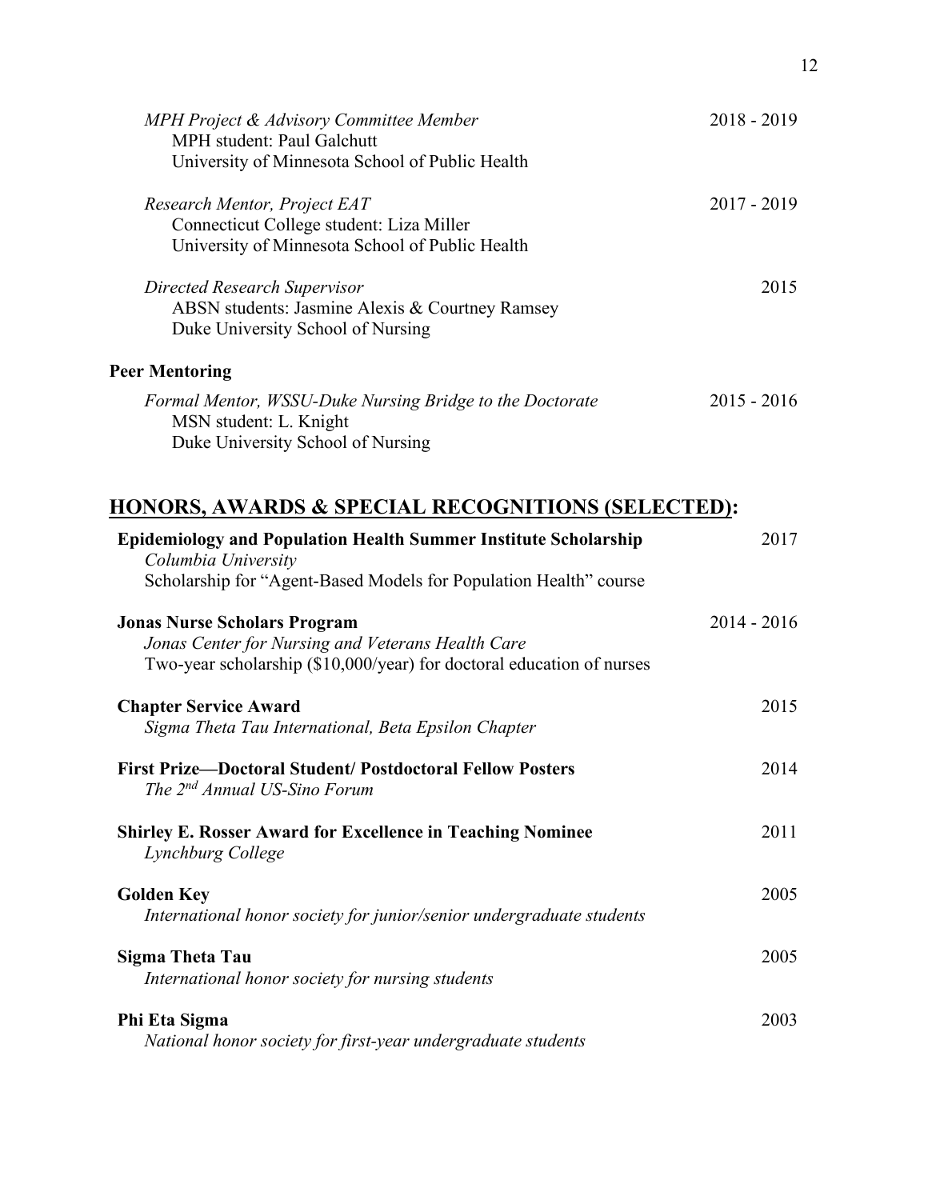*MPH Project & Advisory Committee Member* — 2018 - 2019
MPH student: Paul Galchutt
University of Minnesota School of Public Health

*Research Mentor, Project EAT* — 2017 - 2019
Connecticut College student: Liza Miller
University of Minnesota School of Public Health

*Directed Research Supervisor* — 2015
ABSN students: Jasmine Alexis & Courtney Ramsey
Duke University School of Nursing

**Peer Mentoring**

*Formal Mentor, WSSU-Duke Nursing Bridge to the Doctorate* — 2015 - 2016
MSN student: L. Knight
Duke University School of Nursing

## HONORS, AWARDS & SPECIAL RECOGNITIONS (SELECTED):

**Epidemiology and Population Health Summer Institute Scholarship** — 2017
*Columbia University*
Scholarship for "Agent-Based Models for Population Health" course

**Jonas Nurse Scholars Program** — 2014 - 2016
*Jonas Center for Nursing and Veterans Health Care*
Two-year scholarship ($10,000/year) for doctoral education of nurses

**Chapter Service Award** — 2015
*Sigma Theta Tau International, Beta Epsilon Chapter*

**First Prize—Doctoral Student/ Postdoctoral Fellow Posters** — 2014
*The 2nd Annual US-Sino Forum*

**Shirley E. Rosser Award for Excellence in Teaching Nominee** — 2011
*Lynchburg College*

**Golden Key** — 2005
*International honor society for junior/senior undergraduate students*

**Sigma Theta Tau** — 2005
*International honor society for nursing students*

**Phi Eta Sigma** — 2003
*National honor society for first-year undergraduate students*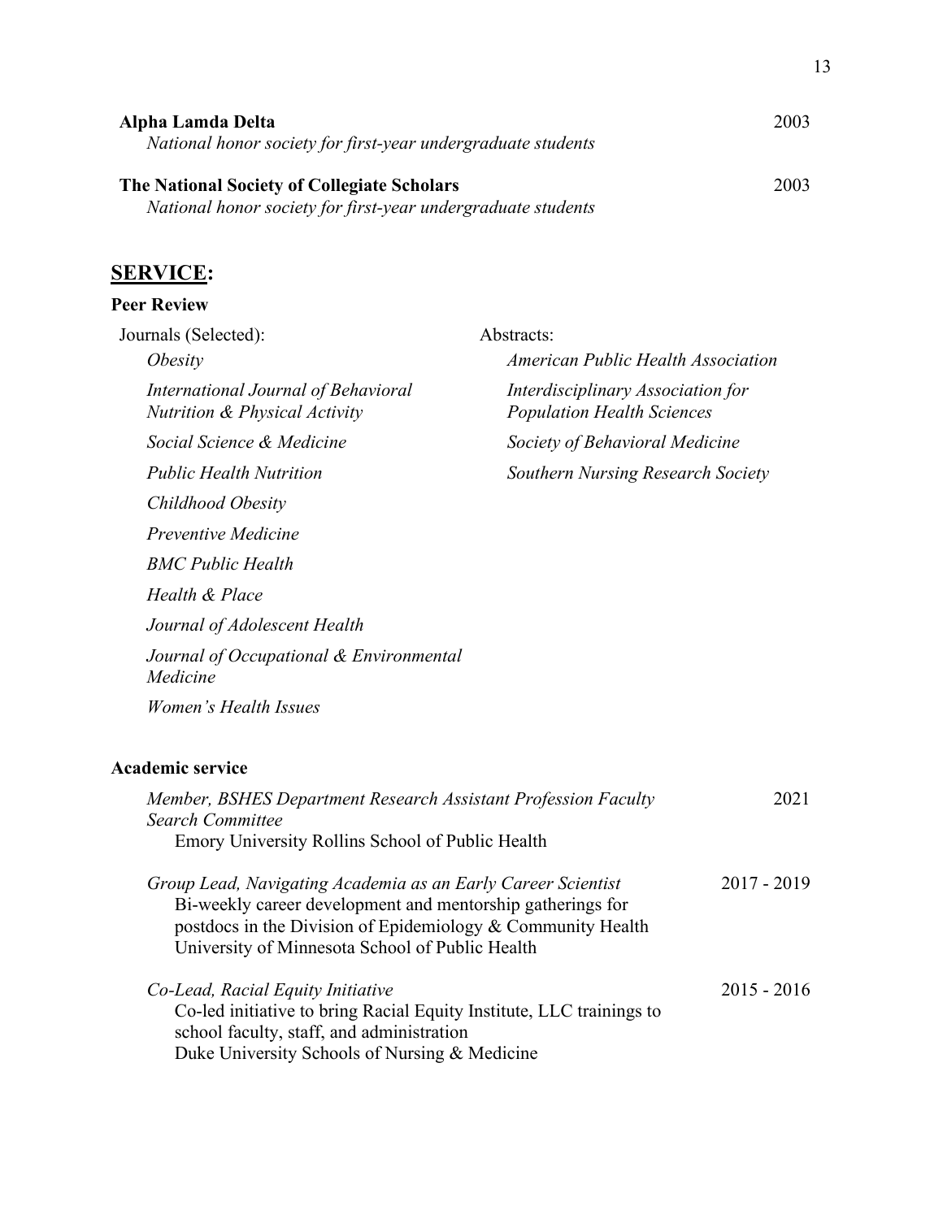**Alpha Lamda Delta** 2003

*National honor society for first-year undergraduate students*

**The National Society of Collegiate Scholars** 2003

*National honor society for first-year undergraduate students*

## SERVICE:

### Peer Review

Journals (Selected):

*Obesity*

*International Journal of Behavioral Nutrition & Physical Activity*

*Social Science & Medicine*

*Public Health Nutrition*

*Childhood Obesity*

*Preventive Medicine*

*BMC Public Health*

*Health & Place*

*Journal of Adolescent Health*

*Journal of Occupational & Environmental Medicine*

*Women's Health Issues*

Abstracts:

*American Public Health Association*

*Interdisciplinary Association for Population Health Sciences*

*Society of Behavioral Medicine*

*Southern Nursing Research Society*

### Academic service

*Member, BSHES Department Research Assistant Profession Faculty Search Committee* 2021
Emory University Rollins School of Public Health

*Group Lead, Navigating Academia as an Early Career Scientist* 2017 - 2019
Bi-weekly career development and mentorship gatherings for postdocs in the Division of Epidemiology & Community Health
University of Minnesota School of Public Health

*Co-Lead, Racial Equity Initiative* 2015 - 2016
Co-led initiative to bring Racial Equity Institute, LLC trainings to school faculty, staff, and administration
Duke University Schools of Nursing & Medicine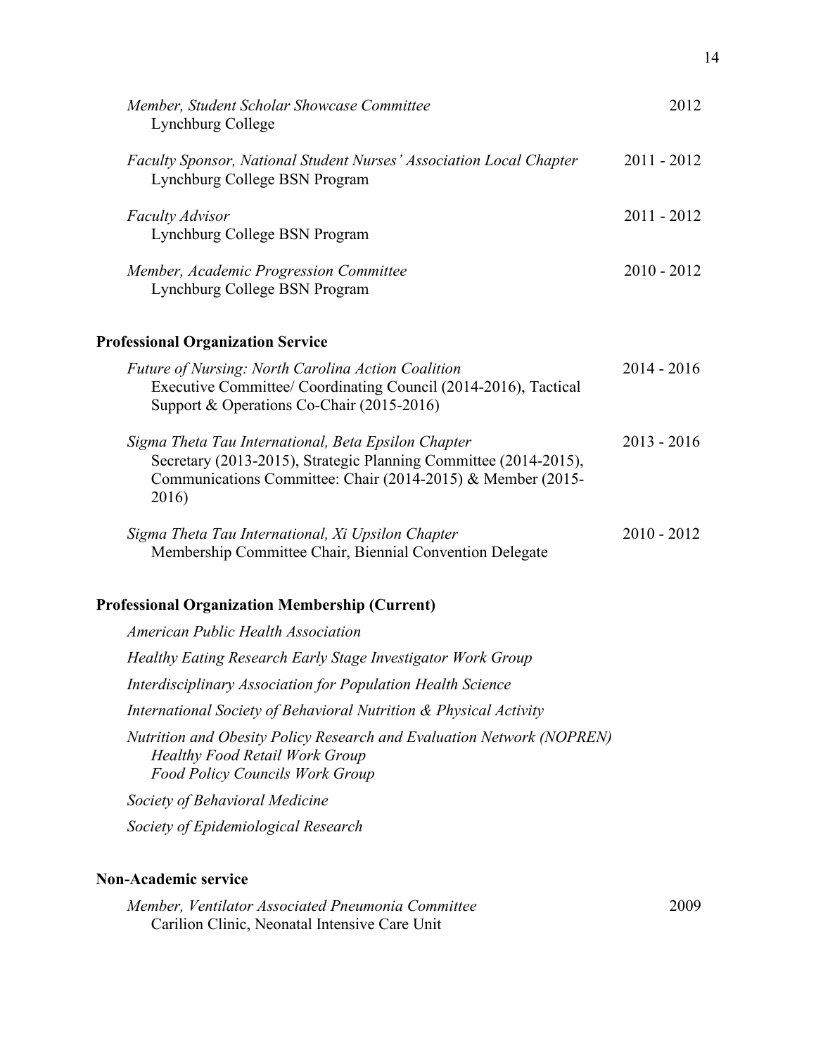*Member, Student Scholar Showcase Committee* — 2012
Lynchburg College

*Faculty Sponsor, National Student Nurses' Association Local Chapter* — 2011 - 2012
Lynchburg College BSN Program

*Faculty Advisor* — 2011 - 2012
Lynchburg College BSN Program

*Member, Academic Progression Committee* — 2010 - 2012
Lynchburg College BSN Program

**Professional Organization Service**

*Future of Nursing: North Carolina Action Coalition* — 2014 - 2016
Executive Committee/ Coordinating Council (2014-2016), Tactical Support & Operations Co-Chair (2015-2016)

*Sigma Theta Tau International, Beta Epsilon Chapter* — 2013 - 2016
Secretary (2013-2015), Strategic Planning Committee (2014-2015), Communications Committee: Chair (2014-2015) & Member (2015-2016)

*Sigma Theta Tau International, Xi Upsilon Chapter* — 2010 - 2012
Membership Committee Chair, Biennial Convention Delegate

**Professional Organization Membership (Current)**

*American Public Health Association*

*Healthy Eating Research Early Stage Investigator Work Group*

*Interdisciplinary Association for Population Health Science*

*International Society of Behavioral Nutrition & Physical Activity*

*Nutrition and Obesity Policy Research and Evaluation Network (NOPREN)*
*Healthy Food Retail Work Group*
*Food Policy Councils Work Group*

*Society of Behavioral Medicine*

*Society of Epidemiological Research*

**Non-Academic service**

*Member, Ventilator Associated Pneumonia Committee* — 2009
Carilion Clinic, Neonatal Intensive Care Unit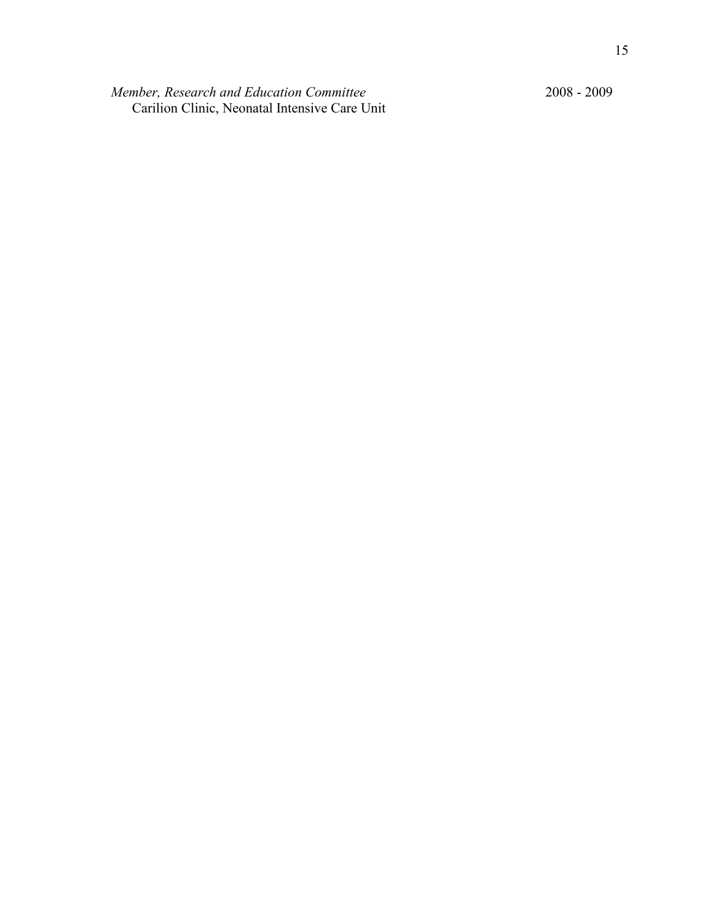*Member, Research and Education Committee* 2008 - 2009
Carilion Clinic, Neonatal Intensive Care Unit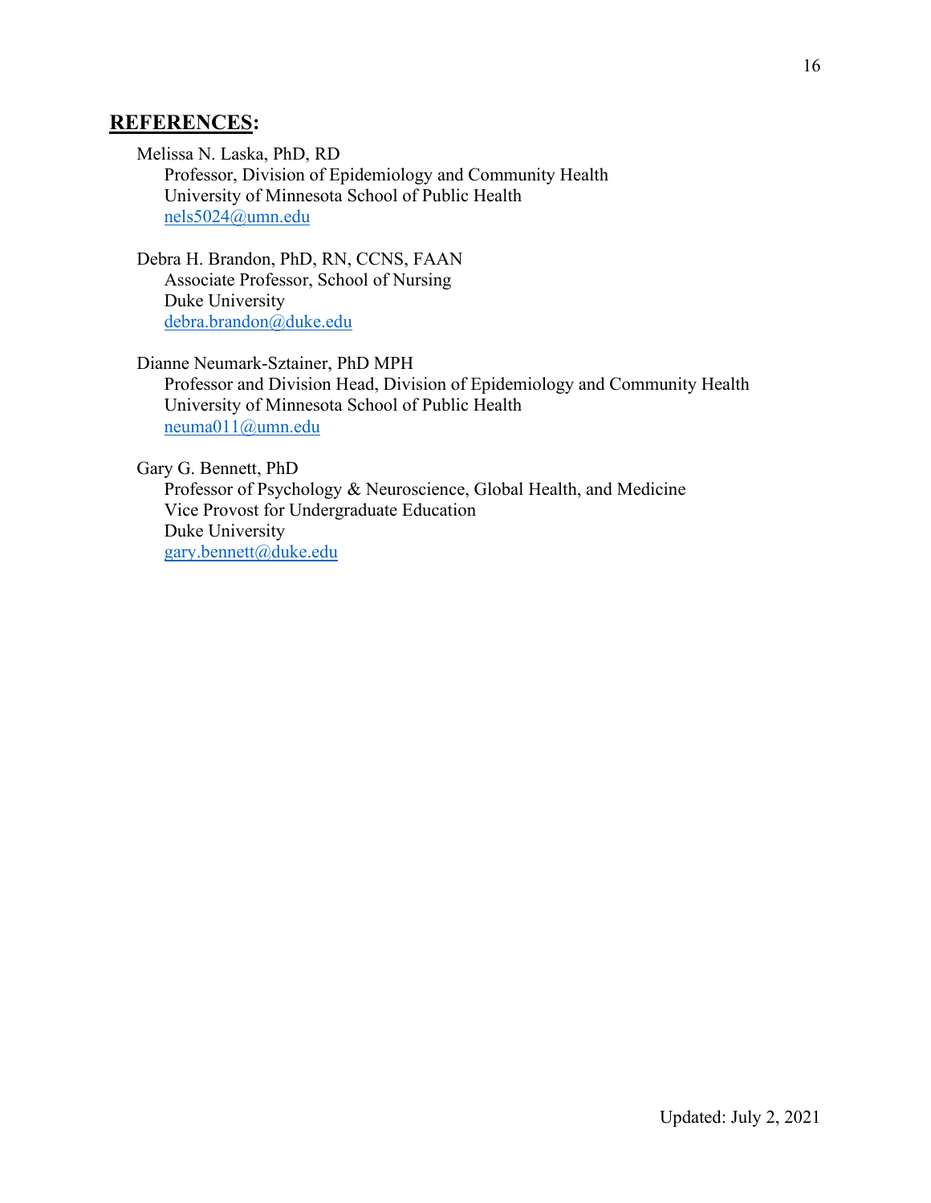## **REFERENCES:**

Melissa N. Laska, PhD, RD
Professor, Division of Epidemiology and Community Health
University of Minnesota School of Public Health
nels5024@umn.edu

Debra H. Brandon, PhD, RN, CCNS, FAAN
Associate Professor, School of Nursing
Duke University
debra.brandon@duke.edu

Dianne Neumark-Sztainer, PhD MPH
Professor and Division Head, Division of Epidemiology and Community Health
University of Minnesota School of Public Health
neuma011@umn.edu

Gary G. Bennett, PhD
Professor of Psychology & Neuroscience, Global Health, and Medicine
Vice Provost for Undergraduate Education
Duke University
gary.bennett@duke.edu

Updated: July 2, 2021